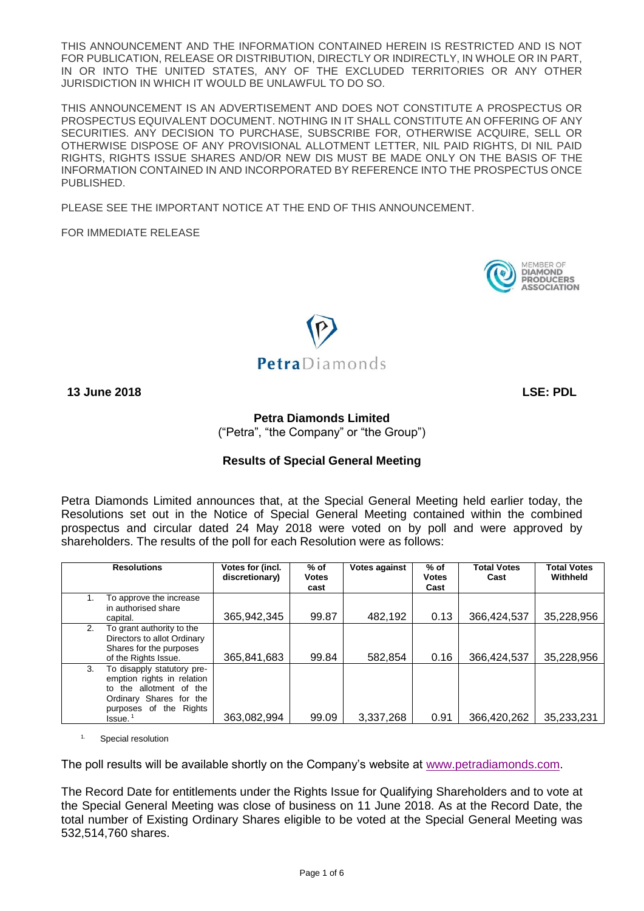THIS ANNOUNCEMENT AND THE INFORMATION CONTAINED HEREIN IS RESTRICTED AND IS NOT FOR PUBLICATION, RELEASE OR DISTRIBUTION, DIRECTLY OR INDIRECTLY, IN WHOLE OR IN PART, IN OR INTO THE UNITED STATES, ANY OF THE EXCLUDED TERRITORIES OR ANY OTHER JURISDICTION IN WHICH IT WOULD BE UNLAWFUL TO DO SO.

THIS ANNOUNCEMENT IS AN ADVERTISEMENT AND DOES NOT CONSTITUTE A PROSPECTUS OR PROSPECTUS EQUIVALENT DOCUMENT. NOTHING IN IT SHALL CONSTITUTE AN OFFERING OF ANY SECURITIES. ANY DECISION TO PURCHASE, SUBSCRIBE FOR, OTHERWISE ACQUIRE, SELL OR OTHERWISE DISPOSE OF ANY PROVISIONAL ALLOTMENT LETTER, NIL PAID RIGHTS, DI NIL PAID RIGHTS, RIGHTS ISSUE SHARES AND/OR NEW DIS MUST BE MADE ONLY ON THE BASIS OF THE INFORMATION CONTAINED IN AND INCORPORATED BY REFERENCE INTO THE PROSPECTUS ONCE PUBLISHED.

PLEASE SEE THE IMPORTANT NOTICE AT THE END OF THIS ANNOUNCEMENT.

FOR IMMEDIATE RELEASE

MEMBER OF DIAMOND PRODUCERS ASSOCIATION

PetraDiamonds

**13 June 2018** **LSE: PDL**

## Petra Diamonds Limited

("Petra", "the Company" or "the Group")

### Results of Special General Meeting

Petra Diamonds Limited announces that, at the Special General Meeting held earlier today, the Resolutions set out in the Notice of Special General Meeting contained within the combined prospectus and circular dated 24 May 2018 were voted on by poll and were approved by shareholders. The results of the poll for each Resolution were as follows:

| Resolutions | Votes for (incl. discretionary) | % of Votes cast | Votes against | % of Votes Cast | Total Votes Cast | Total Votes Withheld |
|---|---|---|---|---|---|---|
| 1. To approve the increase in authorised share capital. | 365,942,345 | 99.87 | 482,192 | 0.13 | 366,424,537 | 35,228,956 |
| 2. To grant authority to the Directors to allot Ordinary Shares for the purposes of the Rights Issue. | 365,841,683 | 99.84 | 582,854 | 0.16 | 366,424,537 | 35,228,956 |
| 3. To disapply statutory pre-emption rights in relation to the allotment of the Ordinary Shares for the purposes of the Rights Issue.[1] | 363,082,994 | 99.09 | 3,337,268 | 0.91 | 366,420,262 | 35,233,231 |

[1] Special resolution

The poll results will be available shortly on the Company's website at www.petradiamonds.com.

The Record Date for entitlements under the Rights Issue for Qualifying Shareholders and to vote at the Special General Meeting was close of business on 11 June 2018. As at the Record Date, the total number of Existing Ordinary Shares eligible to be voted at the Special General Meeting was 532,514,760 shares.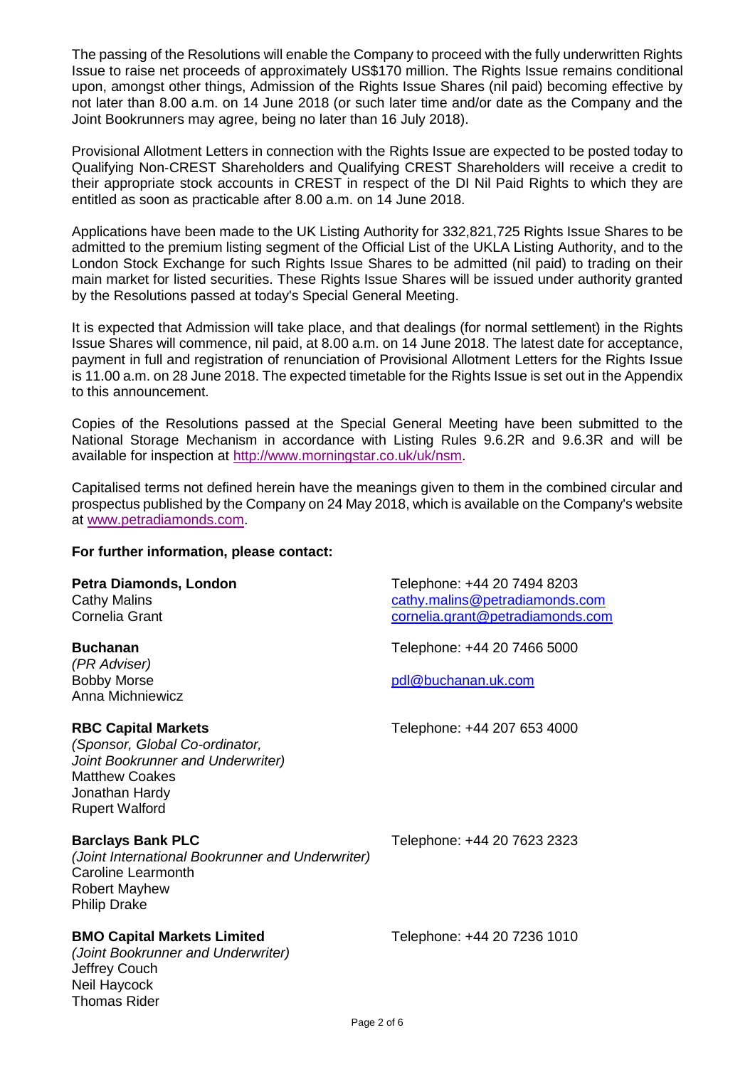The passing of the Resolutions will enable the Company to proceed with the fully underwritten Rights Issue to raise net proceeds of approximately US$170 million. The Rights Issue remains conditional upon, amongst other things, Admission of the Rights Issue Shares (nil paid) becoming effective by not later than 8.00 a.m. on 14 June 2018 (or such later time and/or date as the Company and the Joint Bookrunners may agree, being no later than 16 July 2018).

Provisional Allotment Letters in connection with the Rights Issue are expected to be posted today to Qualifying Non-CREST Shareholders and Qualifying CREST Shareholders will receive a credit to their appropriate stock accounts in CREST in respect of the DI Nil Paid Rights to which they are entitled as soon as practicable after 8.00 a.m. on 14 June 2018.

Applications have been made to the UK Listing Authority for 332,821,725 Rights Issue Shares to be admitted to the premium listing segment of the Official List of the UKLA Listing Authority, and to the London Stock Exchange for such Rights Issue Shares to be admitted (nil paid) to trading on their main market for listed securities. These Rights Issue Shares will be issued under authority granted by the Resolutions passed at today's Special General Meeting.

It is expected that Admission will take place, and that dealings (for normal settlement) in the Rights Issue Shares will commence, nil paid, at 8.00 a.m. on 14 June 2018. The latest date for acceptance, payment in full and registration of renunciation of Provisional Allotment Letters for the Rights Issue is 11.00 a.m. on 28 June 2018. The expected timetable for the Rights Issue is set out in the Appendix to this announcement.

Copies of the Resolutions passed at the Special General Meeting have been submitted to the National Storage Mechanism in accordance with Listing Rules 9.6.2R and 9.6.3R and will be available for inspection at http://www.morningstar.co.uk/uk/nsm.

Capitalised terms not defined herein have the meanings given to them in the combined circular and prospectus published by the Company on 24 May 2018, which is available on the Company's website at www.petradiamonds.com.

**For further information, please contact:**

**Petra Diamonds, London**
Cathy Malins
Cornelia Grant

Telephone: +44 20 7494 8203
cathy.malins@petradiamonds.com
cornelia.grant@petradiamonds.com

**Buchanan**
*(PR Adviser)*
Bobby Morse
Anna Michniewicz

Telephone: +44 20 7466 5000
pdl@buchanan.uk.com

**RBC Capital Markets**
*(Sponsor, Global Co-ordinator, Joint Bookrunner and Underwriter)*
Matthew Coakes
Jonathan Hardy
Rupert Walford

Telephone: +44 207 653 4000

**Barclays Bank PLC**
*(Joint International Bookrunner and Underwriter)*
Caroline Learmonth
Robert Mayhew
Philip Drake

Telephone: +44 20 7623 2323

**BMO Capital Markets Limited**
*(Joint Bookrunner and Underwriter)*
Jeffrey Couch
Neil Haycock
Thomas Rider

Telephone: +44 20 7236 1010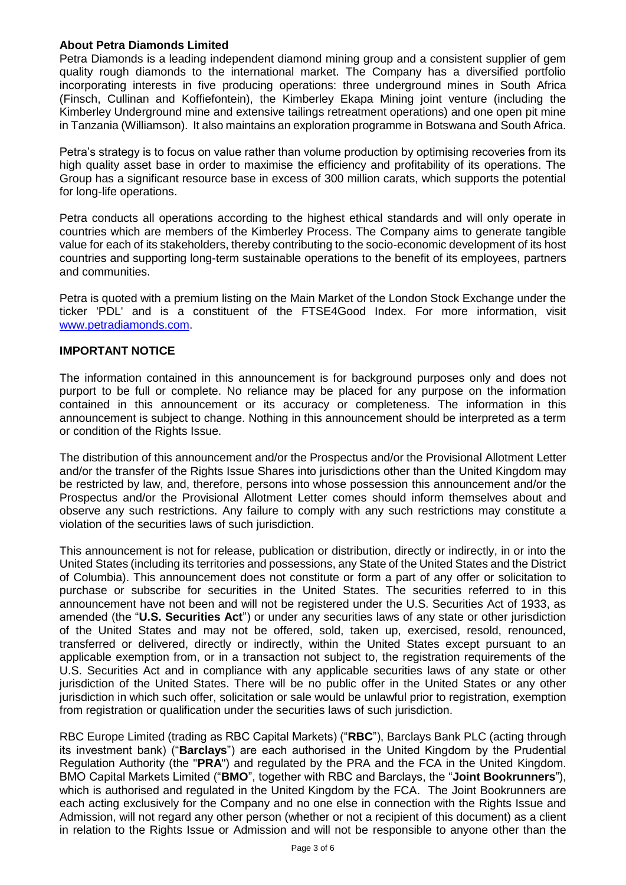**About Petra Diamonds Limited**

Petra Diamonds is a leading independent diamond mining group and a consistent supplier of gem quality rough diamonds to the international market. The Company has a diversified portfolio incorporating interests in five producing operations: three underground mines in South Africa (Finsch, Cullinan and Koffiefontein), the Kimberley Ekapa Mining joint venture (including the Kimberley Underground mine and extensive tailings retreatment operations) and one open pit mine in Tanzania (Williamson). It also maintains an exploration programme in Botswana and South Africa.

Petra's strategy is to focus on value rather than volume production by optimising recoveries from its high quality asset base in order to maximise the efficiency and profitability of its operations. The Group has a significant resource base in excess of 300 million carats, which supports the potential for long-life operations.

Petra conducts all operations according to the highest ethical standards and will only operate in countries which are members of the Kimberley Process. The Company aims to generate tangible value for each of its stakeholders, thereby contributing to the socio-economic development of its host countries and supporting long-term sustainable operations to the benefit of its employees, partners and communities.

Petra is quoted with a premium listing on the Main Market of the London Stock Exchange under the ticker 'PDL' and is a constituent of the FTSE4Good Index. For more information, visit [www.petradiamonds.com](www.petradiamonds.com).

**IMPORTANT NOTICE**

The information contained in this announcement is for background purposes only and does not purport to be full or complete. No reliance may be placed for any purpose on the information contained in this announcement or its accuracy or completeness. The information in this announcement is subject to change. Nothing in this announcement should be interpreted as a term or condition of the Rights Issue.

The distribution of this announcement and/or the Prospectus and/or the Provisional Allotment Letter and/or the transfer of the Rights Issue Shares into jurisdictions other than the United Kingdom may be restricted by law, and, therefore, persons into whose possession this announcement and/or the Prospectus and/or the Provisional Allotment Letter comes should inform themselves about and observe any such restrictions. Any failure to comply with any such restrictions may constitute a violation of the securities laws of such jurisdiction.

This announcement is not for release, publication or distribution, directly or indirectly, in or into the United States (including its territories and possessions, any State of the United States and the District of Columbia). This announcement does not constitute or form a part of any offer or solicitation to purchase or subscribe for securities in the United States. The securities referred to in this announcement have not been and will not be registered under the U.S. Securities Act of 1933, as amended (the "**U.S. Securities Act**") or under any securities laws of any state or other jurisdiction of the United States and may not be offered, sold, taken up, exercised, resold, renounced, transferred or delivered, directly or indirectly, within the United States except pursuant to an applicable exemption from, or in a transaction not subject to, the registration requirements of the U.S. Securities Act and in compliance with any applicable securities laws of any state or other jurisdiction of the United States. There will be no public offer in the United States or any other jurisdiction in which such offer, solicitation or sale would be unlawful prior to registration, exemption from registration or qualification under the securities laws of such jurisdiction.

RBC Europe Limited (trading as RBC Capital Markets) ("**RBC**"), Barclays Bank PLC (acting through its investment bank) ("**Barclays**") are each authorised in the United Kingdom by the Prudential Regulation Authority (the "**PRA**") and regulated by the PRA and the FCA in the United Kingdom. BMO Capital Markets Limited ("**BMO**", together with RBC and Barclays, the "**Joint Bookrunners**"), which is authorised and regulated in the United Kingdom by the FCA. The Joint Bookrunners are each acting exclusively for the Company and no one else in connection with the Rights Issue and Admission, will not regard any other person (whether or not a recipient of this document) as a client in relation to the Rights Issue or Admission and will not be responsible to anyone other than the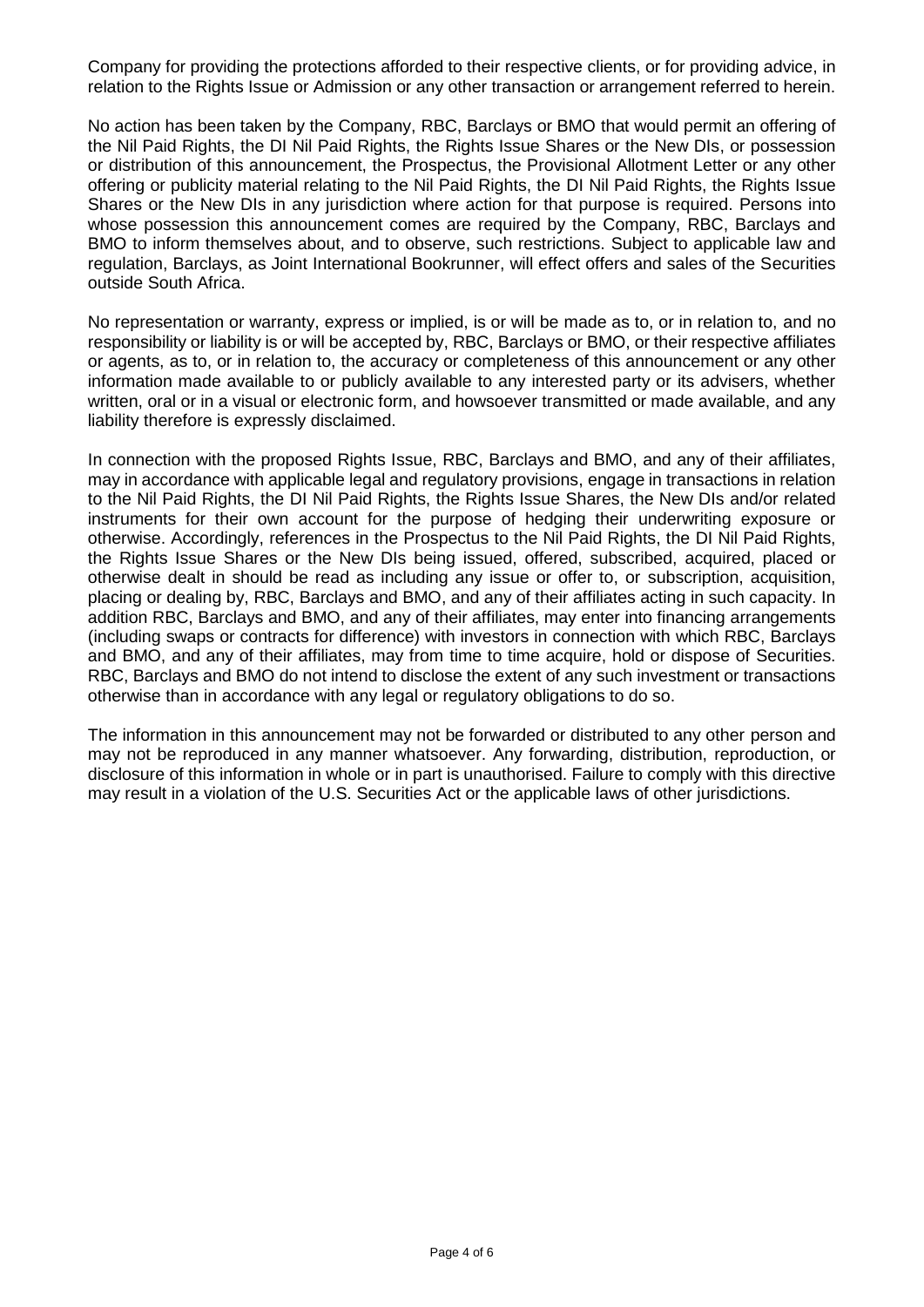Company for providing the protections afforded to their respective clients, or for providing advice, in relation to the Rights Issue or Admission or any other transaction or arrangement referred to herein.

No action has been taken by the Company, RBC, Barclays or BMO that would permit an offering of the Nil Paid Rights, the DI Nil Paid Rights, the Rights Issue Shares or the New DIs, or possession or distribution of this announcement, the Prospectus, the Provisional Allotment Letter or any other offering or publicity material relating to the Nil Paid Rights, the DI Nil Paid Rights, the Rights Issue Shares or the New DIs in any jurisdiction where action for that purpose is required. Persons into whose possession this announcement comes are required by the Company, RBC, Barclays and BMO to inform themselves about, and to observe, such restrictions. Subject to applicable law and regulation, Barclays, as Joint International Bookrunner, will effect offers and sales of the Securities outside South Africa.

No representation or warranty, express or implied, is or will be made as to, or in relation to, and no responsibility or liability is or will be accepted by, RBC, Barclays or BMO, or their respective affiliates or agents, as to, or in relation to, the accuracy or completeness of this announcement or any other information made available to or publicly available to any interested party or its advisers, whether written, oral or in a visual or electronic form, and howsoever transmitted or made available, and any liability therefore is expressly disclaimed.

In connection with the proposed Rights Issue, RBC, Barclays and BMO, and any of their affiliates, may in accordance with applicable legal and regulatory provisions, engage in transactions in relation to the Nil Paid Rights, the DI Nil Paid Rights, the Rights Issue Shares, the New DIs and/or related instruments for their own account for the purpose of hedging their underwriting exposure or otherwise. Accordingly, references in the Prospectus to the Nil Paid Rights, the DI Nil Paid Rights, the Rights Issue Shares or the New DIs being issued, offered, subscribed, acquired, placed or otherwise dealt in should be read as including any issue or offer to, or subscription, acquisition, placing or dealing by, RBC, Barclays and BMO, and any of their affiliates acting in such capacity. In addition RBC, Barclays and BMO, and any of their affiliates, may enter into financing arrangements (including swaps or contracts for difference) with investors in connection with which RBC, Barclays and BMO, and any of their affiliates, may from time to time acquire, hold or dispose of Securities. RBC, Barclays and BMO do not intend to disclose the extent of any such investment or transactions otherwise than in accordance with any legal or regulatory obligations to do so.

The information in this announcement may not be forwarded or distributed to any other person and may not be reproduced in any manner whatsoever. Any forwarding, distribution, reproduction, or disclosure of this information in whole or in part is unauthorised. Failure to comply with this directive may result in a violation of the U.S. Securities Act or the applicable laws of other jurisdictions.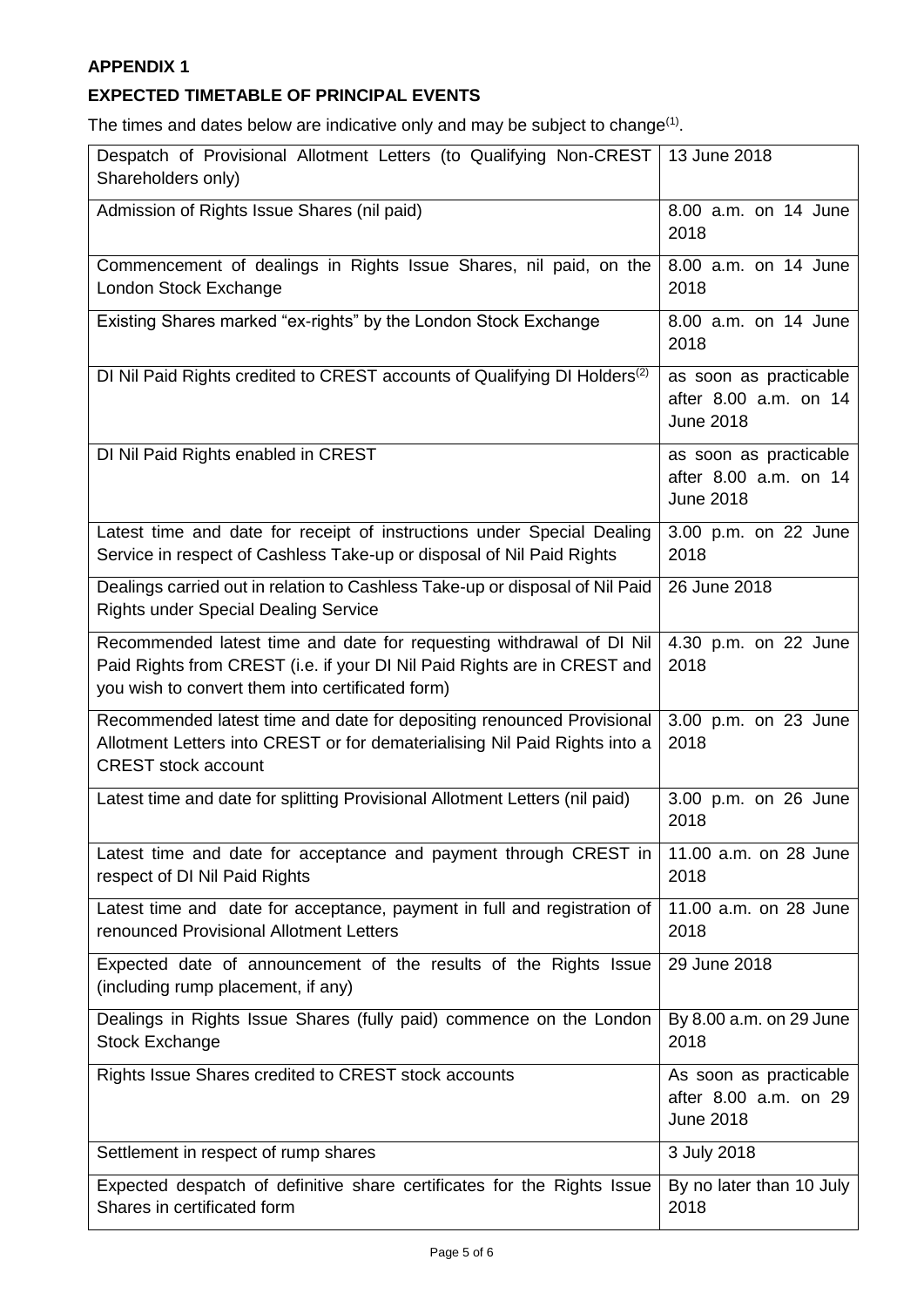**APPENDIX 1**

**EXPECTED TIMETABLE OF PRINCIPAL EVENTS**

The times and dates below are indicative only and may be subject to change[(1)].

| Event | Time and date |
|---|---|
| Despatch of Provisional Allotment Letters (to Qualifying Non-CREST Shareholders only) | 13 June 2018 |
| Admission of Rights Issue Shares (nil paid) | 8.00 a.m. on 14 June 2018 |
| Commencement of dealings in Rights Issue Shares, nil paid, on the London Stock Exchange | 8.00 a.m. on 14 June 2018 |
| Existing Shares marked "ex-rights" by the London Stock Exchange | 8.00 a.m. on 14 June 2018 |
| DI Nil Paid Rights credited to CREST accounts of Qualifying DI Holders[(2)] | as soon as practicable after 8.00 a.m. on 14 June 2018 |
| DI Nil Paid Rights enabled in CREST | as soon as practicable after 8.00 a.m. on 14 June 2018 |
| Latest time and date for receipt of instructions under Special Dealing Service in respect of Cashless Take-up or disposal of Nil Paid Rights | 3.00 p.m. on 22 June 2018 |
| Dealings carried out in relation to Cashless Take-up or disposal of Nil Paid Rights under Special Dealing Service | 26 June 2018 |
| Recommended latest time and date for requesting withdrawal of DI Nil Paid Rights from CREST (i.e. if your DI Nil Paid Rights are in CREST and you wish to convert them into certificated form) | 4.30 p.m. on 22 June 2018 |
| Recommended latest time and date for depositing renounced Provisional Allotment Letters into CREST or for dematerialising Nil Paid Rights into a CREST stock account | 3.00 p.m. on 23 June 2018 |
| Latest time and date for splitting Provisional Allotment Letters (nil paid) | 3.00 p.m. on 26 June 2018 |
| Latest time and date for acceptance and payment through CREST in respect of DI Nil Paid Rights | 11.00 a.m. on 28 June 2018 |
| Latest time and date for acceptance, payment in full and registration of renounced Provisional Allotment Letters | 11.00 a.m. on 28 June 2018 |
| Expected date of announcement of the results of the Rights Issue (including rump placement, if any) | 29 June 2018 |
| Dealings in Rights Issue Shares (fully paid) commence on the London Stock Exchange | By 8.00 a.m. on 29 June 2018 |
| Rights Issue Shares credited to CREST stock accounts | As soon as practicable after 8.00 a.m. on 29 June 2018 |
| Settlement in respect of rump shares | 3 July 2018 |
| Expected despatch of definitive share certificates for the Rights Issue Shares in certificated form | By no later than 10 July 2018 |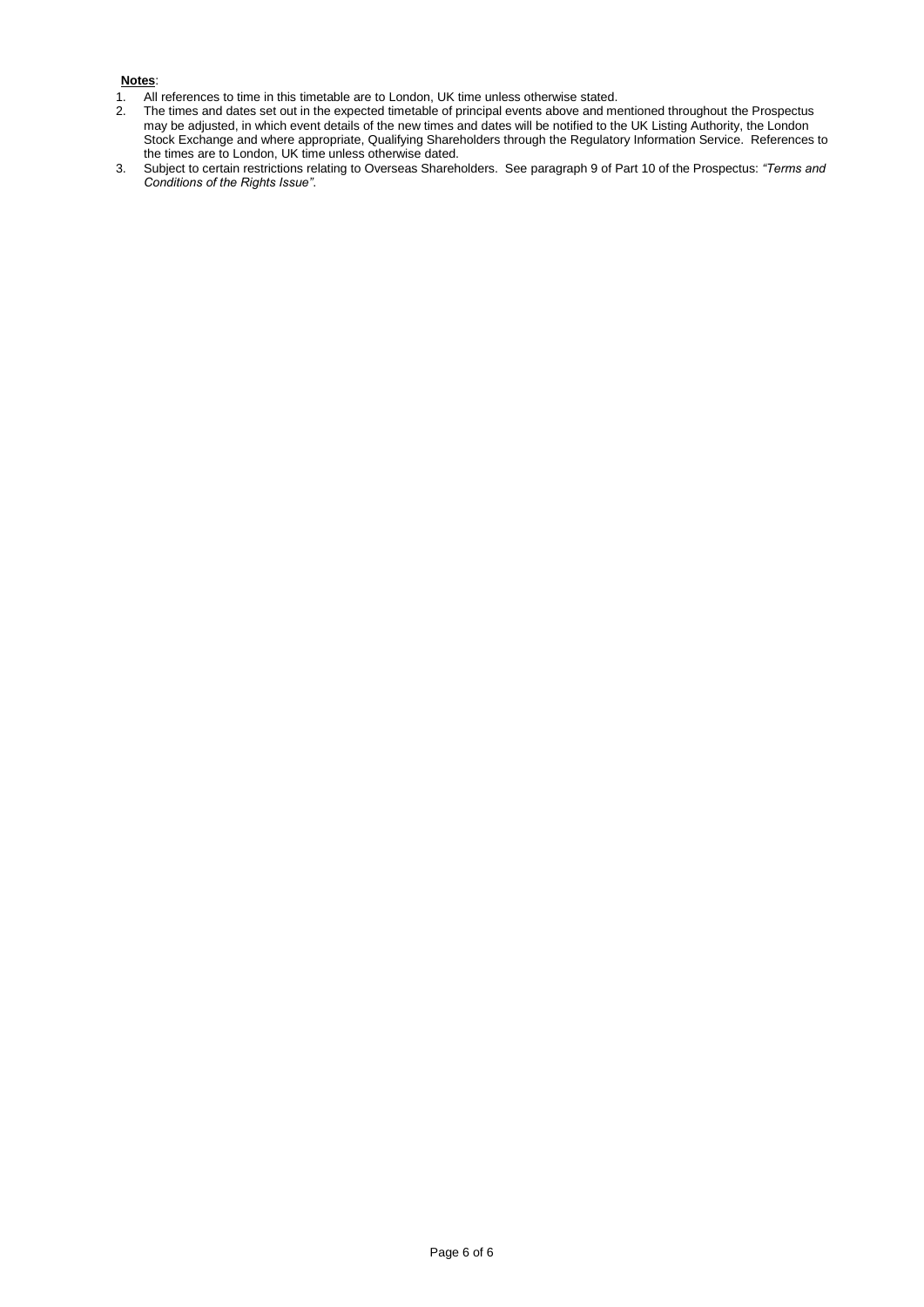**Notes**:

1. All references to time in this timetable are to London, UK time unless otherwise stated.
2. The times and dates set out in the expected timetable of principal events above and mentioned throughout the Prospectus may be adjusted, in which event details of the new times and dates will be notified to the UK Listing Authority, the London Stock Exchange and where appropriate, Qualifying Shareholders through the Regulatory Information Service. References to the times are to London, UK time unless otherwise dated.
3. Subject to certain restrictions relating to Overseas Shareholders. See paragraph 9 of Part 10 of the Prospectus: *"Terms and Conditions of the Rights Issue"*.